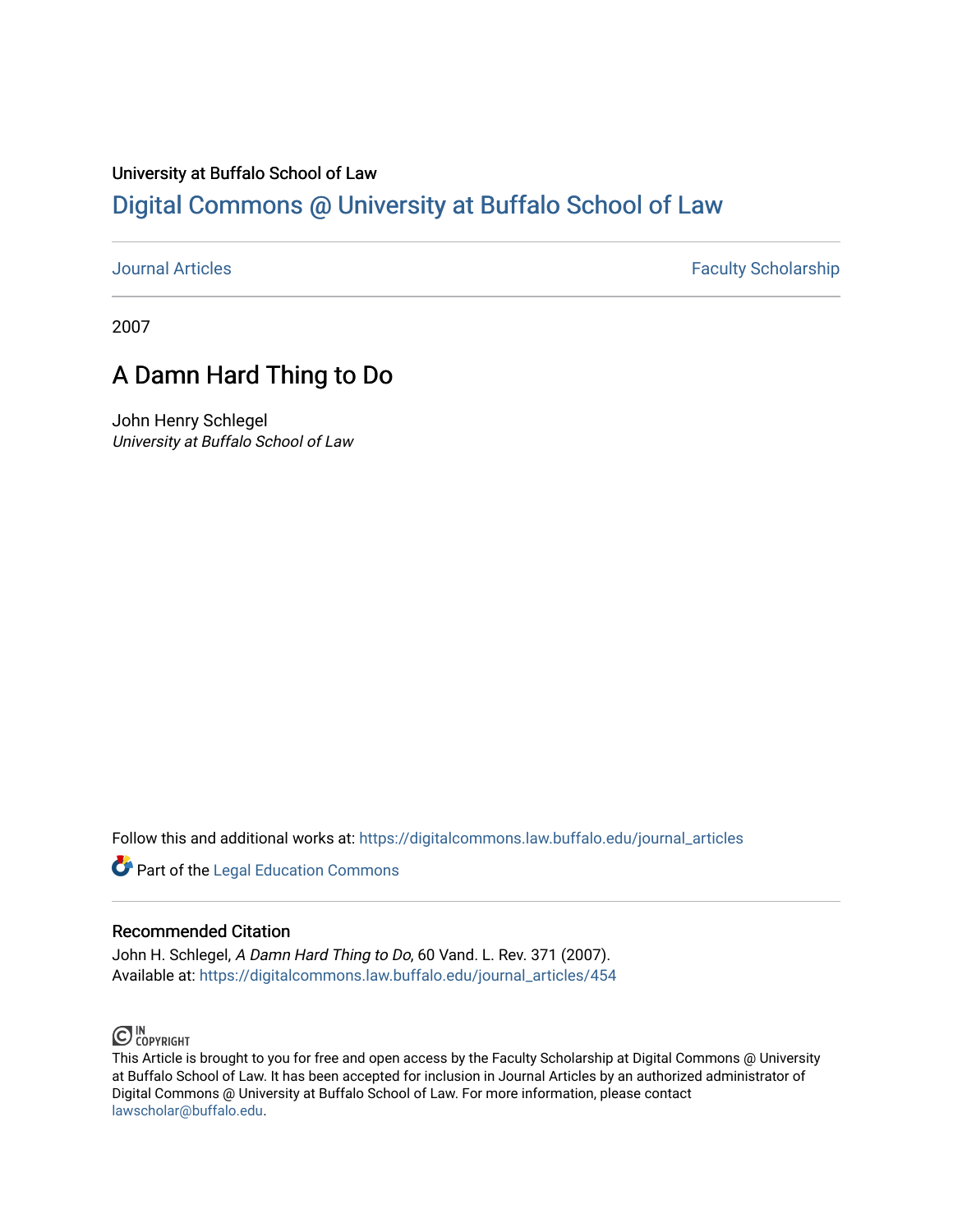University at Buffalo School of Law

# Digital Commons @ University at Buffalo School of Law

Journal Articles | Faculty Scholarship

2007

## A Damn Hard Thing to Do

John Henry Schlegel
*University at Buffalo School of Law*

Follow this and additional works at: https://digitalcommons.law.buffalo.edu/journal_articles

Part of the Legal Education Commons

### Recommended Citation

John H. Schlegel, *A Damn Hard Thing to Do*, 60 Vand. L. Rev. 371 (2007).
Available at: https://digitalcommons.law.buffalo.edu/journal_articles/454

IN COPYRIGHT

This Article is brought to you for free and open access by the Faculty Scholarship at Digital Commons @ University at Buffalo School of Law. It has been accepted for inclusion in Journal Articles by an authorized administrator of Digital Commons @ University at Buffalo School of Law. For more information, please contact lawscholar@buffalo.edu.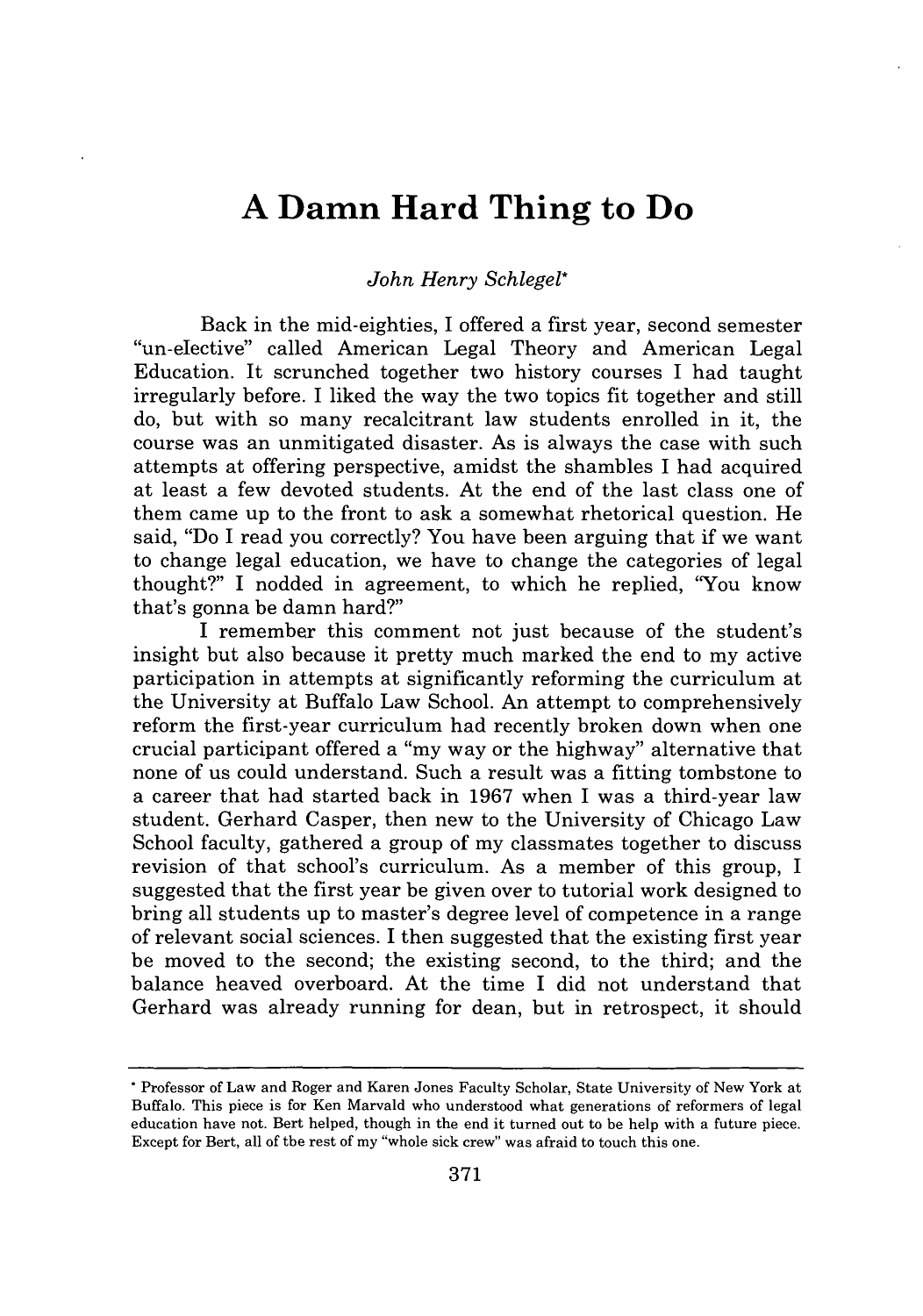# A Damn Hard Thing to Do

*John Henry Schlegel*[*]

Back in the mid-eighties, I offered a first year, second semester "un-elective" called American Legal Theory and American Legal Education. It scrunched together two history courses I had taught irregularly before. I liked the way the two topics fit together and still do, but with so many recalcitrant law students enrolled in it, the course was an unmitigated disaster. As is always the case with such attempts at offering perspective, amidst the shambles I had acquired at least a few devoted students. At the end of the last class one of them came up to the front to ask a somewhat rhetorical question. He said, "Do I read you correctly? You have been arguing that if we want to change legal education, we have to change the categories of legal thought?" I nodded in agreement, to which he replied, "You know that's gonna be damn hard?"

I remember this comment not just because of the student's insight but also because it pretty much marked the end to my active participation in attempts at significantly reforming the curriculum at the University at Buffalo Law School. An attempt to comprehensively reform the first-year curriculum had recently broken down when one crucial participant offered a "my way or the highway" alternative that none of us could understand. Such a result was a fitting tombstone to a career that had started back in 1967 when I was a third-year law student. Gerhard Casper, then new to the University of Chicago Law School faculty, gathered a group of my classmates together to discuss revision of that school's curriculum. As a member of this group, I suggested that the first year be given over to tutorial work designed to bring all students up to master's degree level of competence in a range of relevant social sciences. I then suggested that the existing first year be moved to the second; the existing second, to the third; and the balance heaved overboard. At the time I did not understand that Gerhard was already running for dean, but in retrospect, it should

---

[*] Professor of Law and Roger and Karen Jones Faculty Scholar, State University of New York at Buffalo. This piece is for Ken Marvald who understood what generations of reformers of legal education have not. Bert helped, though in the end it turned out to be help with a future piece. Except for Bert, all of the rest of my "whole sick crew" was afraid to touch this one.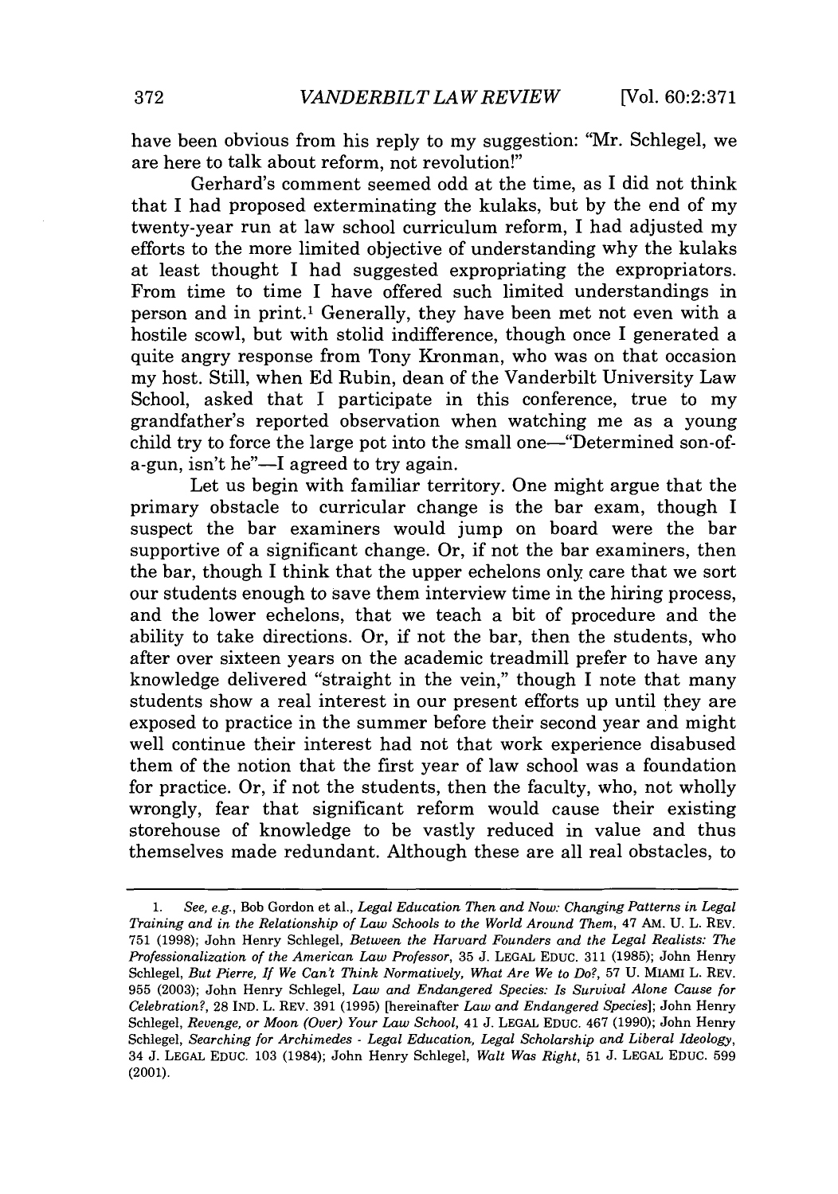have been obvious from his reply to my suggestion: "Mr. Schlegel, we are here to talk about reform, not revolution!"

Gerhard's comment seemed odd at the time, as I did not think that I had proposed exterminating the kulaks, but by the end of my twenty-year run at law school curriculum reform, I had adjusted my efforts to the more limited objective of understanding why the kulaks at least thought I had suggested expropriating the expropriators. From time to time I have offered such limited understandings in person and in print.[1] Generally, they have been met not even with a hostile scowl, but with stolid indifference, though once I generated a quite angry response from Tony Kronman, who was on that occasion my host. Still, when Ed Rubin, dean of the Vanderbilt University Law School, asked that I participate in this conference, true to my grandfather's reported observation when watching me as a young child try to force the large pot into the small one—"Determined son-of-a-gun, isn't he"—I agreed to try again.

Let us begin with familiar territory. One might argue that the primary obstacle to curricular change is the bar exam, though I suspect the bar examiners would jump on board were the bar supportive of a significant change. Or, if not the bar examiners, then the bar, though I think that the upper echelons only care that we sort our students enough to save them interview time in the hiring process, and the lower echelons, that we teach a bit of procedure and the ability to take directions. Or, if not the bar, then the students, who after over sixteen years on the academic treadmill prefer to have any knowledge delivered "straight in the vein," though I note that many students show a real interest in our present efforts up until they are exposed to practice in the summer before their second year and might well continue their interest had not that work experience disabused them of the notion that the first year of law school was a foundation for practice. Or, if not the students, then the faculty, who, not wholly wrongly, fear that significant reform would cause their existing storehouse of knowledge to be vastly reduced in value and thus themselves made redundant. Although these are all real obstacles, to

---

1. *See, e.g.*, Bob Gordon et al., *Legal Education Then and Now: Changing Patterns in Legal Training and in the Relationship of Law Schools to the World Around Them*, 47 AM. U. L. REV. 751 (1998); John Henry Schlegel, *Between the Harvard Founders and the Legal Realists: The Professionalization of the American Law Professor*, 35 J. LEGAL EDUC. 311 (1985); John Henry Schlegel, *But Pierre, If We Can't Think Normatively, What Are We to Do?*, 57 U. MIAMI L. REV. 955 (2003); John Henry Schlegel, *Law and Endangered Species: Is Survival Alone Cause for Celebration?*, 28 IND. L. REV. 391 (1995) [hereinafter *Law and Endangered Species*]; John Henry Schlegel, *Revenge, or Moon (Over) Your Law School*, 41 J. LEGAL EDUC. 467 (1990); John Henry Schlegel, *Searching for Archimedes - Legal Education, Legal Scholarship and Liberal Ideology*, 34 J. LEGAL EDUC. 103 (1984); John Henry Schlegel, *Walt Was Right*, 51 J. LEGAL EDUC. 599 (2001).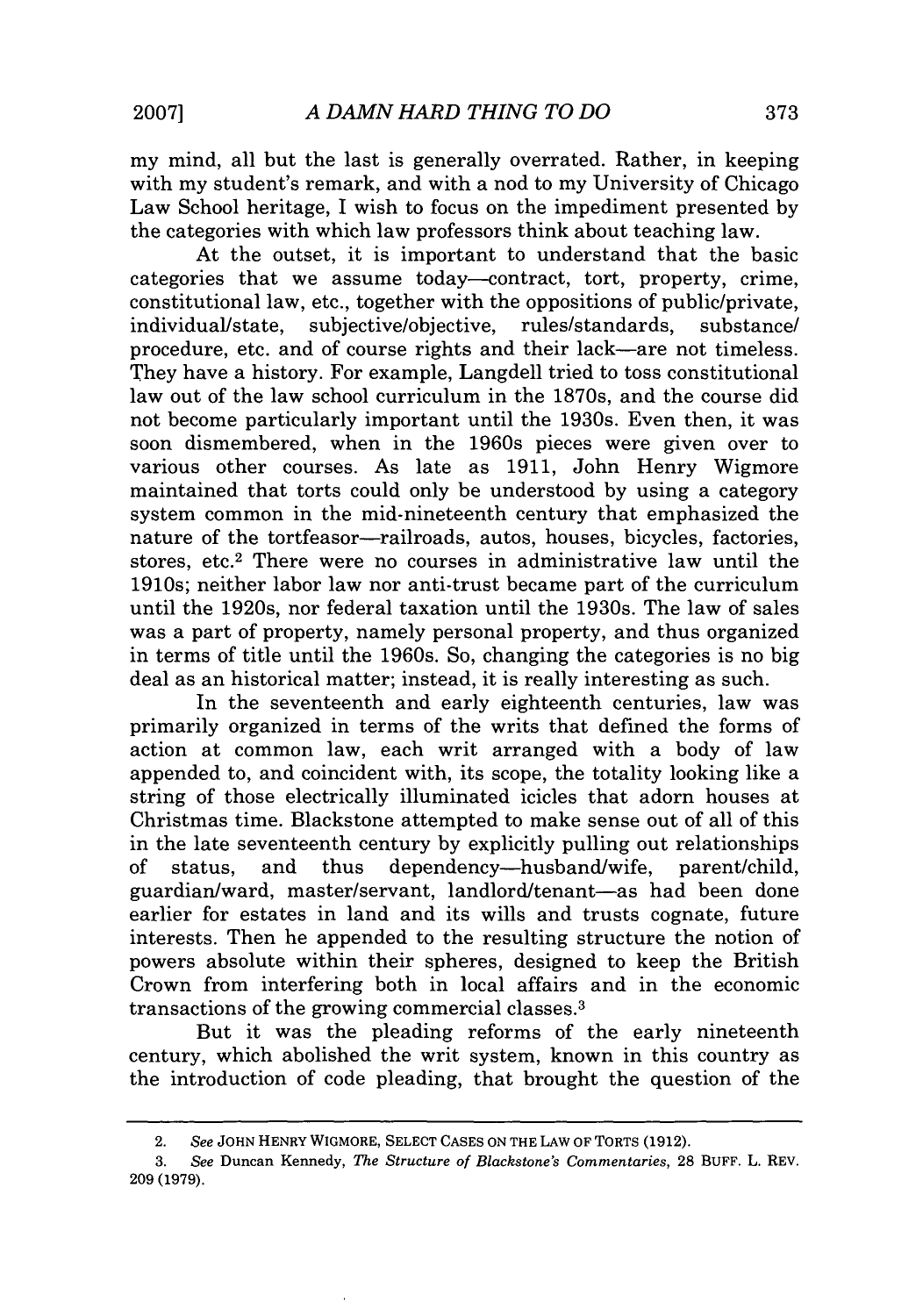my mind, all but the last is generally overrated. Rather, in keeping with my student's remark, and with a nod to my University of Chicago Law School heritage, I wish to focus on the impediment presented by the categories with which law professors think about teaching law.

At the outset, it is important to understand that the basic categories that we assume today—contract, tort, property, crime, constitutional law, etc., together with the oppositions of public/private, individual/state, subjective/objective, rules/standards, substance/procedure, etc. and of course rights and their lack—are not timeless. They have a history. For example, Langdell tried to toss constitutional law out of the law school curriculum in the 1870s, and the course did not become particularly important until the 1930s. Even then, it was soon dismembered, when in the 1960s pieces were given over to various other courses. As late as 1911, John Henry Wigmore maintained that torts could only be understood by using a category system common in the mid-nineteenth century that emphasized the nature of the tortfeasor—railroads, autos, houses, bicycles, factories, stores, etc.[2] There were no courses in administrative law until the 1910s; neither labor law nor anti-trust became part of the curriculum until the 1920s, nor federal taxation until the 1930s. The law of sales was a part of property, namely personal property, and thus organized in terms of title until the 1960s. So, changing the categories is no big deal as an historical matter; instead, it is really interesting as such.

In the seventeenth and early eighteenth centuries, law was primarily organized in terms of the writs that defined the forms of action at common law, each writ arranged with a body of law appended to, and coincident with, its scope, the totality looking like a string of those electrically illuminated icicles that adorn houses at Christmas time. Blackstone attempted to make sense out of all of this in the late seventeenth century by explicitly pulling out relationships of status, and thus dependency—husband/wife, parent/child, guardian/ward, master/servant, landlord/tenant—as had been done earlier for estates in land and its wills and trusts cognate, future interests. Then he appended to the resulting structure the notion of powers absolute within their spheres, designed to keep the British Crown from interfering both in local affairs and in the economic transactions of the growing commercial classes.[3]

But it was the pleading reforms of the early nineteenth century, which abolished the writ system, known in this country as the introduction of code pleading, that brought the question of the

---

2. *See* JOHN HENRY WIGMORE, SELECT CASES ON THE LAW OF TORTS (1912).

3. *See* Duncan Kennedy, *The Structure of Blackstone's Commentaries*, 28 BUFF. L. REV. 209 (1979).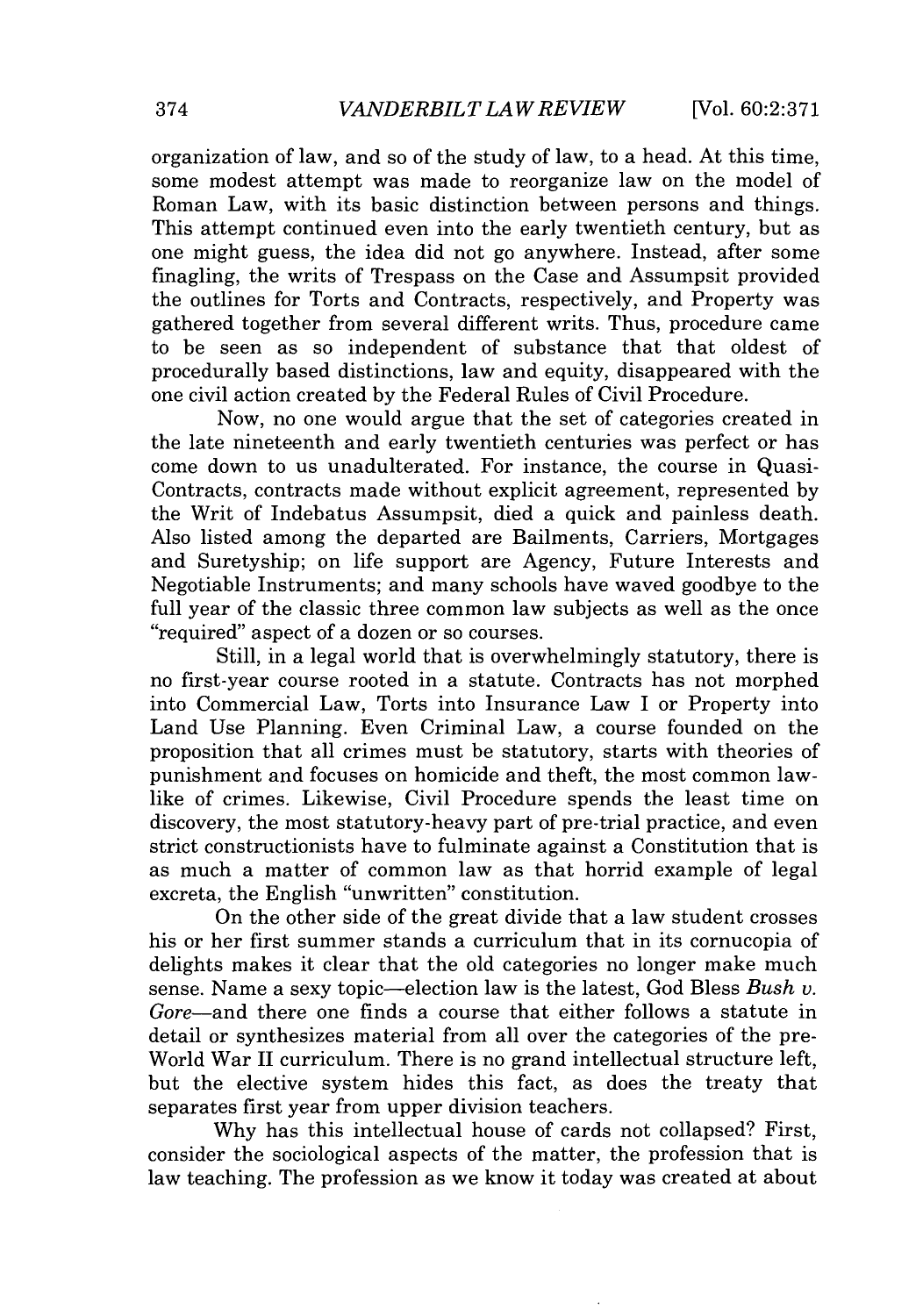organization of law, and so of the study of law, to a head. At this time, some modest attempt was made to reorganize law on the model of Roman Law, with its basic distinction between persons and things. This attempt continued even into the early twentieth century, but as one might guess, the idea did not go anywhere. Instead, after some finagling, the writs of Trespass on the Case and Assumpsit provided the outlines for Torts and Contracts, respectively, and Property was gathered together from several different writs. Thus, procedure came to be seen as so independent of substance that that oldest of procedurally based distinctions, law and equity, disappeared with the one civil action created by the Federal Rules of Civil Procedure.

Now, no one would argue that the set of categories created in the late nineteenth and early twentieth centuries was perfect or has come down to us unadulterated. For instance, the course in Quasi-Contracts, contracts made without explicit agreement, represented by the Writ of Indebatus Assumpsit, died a quick and painless death. Also listed among the departed are Bailments, Carriers, Mortgages and Suretyship; on life support are Agency, Future Interests and Negotiable Instruments; and many schools have waved goodbye to the full year of the classic three common law subjects as well as the once "required" aspect of a dozen or so courses.

Still, in a legal world that is overwhelmingly statutory, there is no first-year course rooted in a statute. Contracts has not morphed into Commercial Law, Torts into Insurance Law I or Property into Land Use Planning. Even Criminal Law, a course founded on the proposition that all crimes must be statutory, starts with theories of punishment and focuses on homicide and theft, the most common law-like of crimes. Likewise, Civil Procedure spends the least time on discovery, the most statutory-heavy part of pre-trial practice, and even strict constructionists have to fulminate against a Constitution that is as much a matter of common law as that horrid example of legal excreta, the English "unwritten" constitution.

On the other side of the great divide that a law student crosses his or her first summer stands a curriculum that in its cornucopia of delights makes it clear that the old categories no longer make much sense. Name a sexy topic—election law is the latest, God Bless *Bush v. Gore*—and there one finds a course that either follows a statute in detail or synthesizes material from all over the categories of the pre-World War II curriculum. There is no grand intellectual structure left, but the elective system hides this fact, as does the treaty that separates first year from upper division teachers.

Why has this intellectual house of cards not collapsed? First, consider the sociological aspects of the matter, the profession that is law teaching. The profession as we know it today was created at about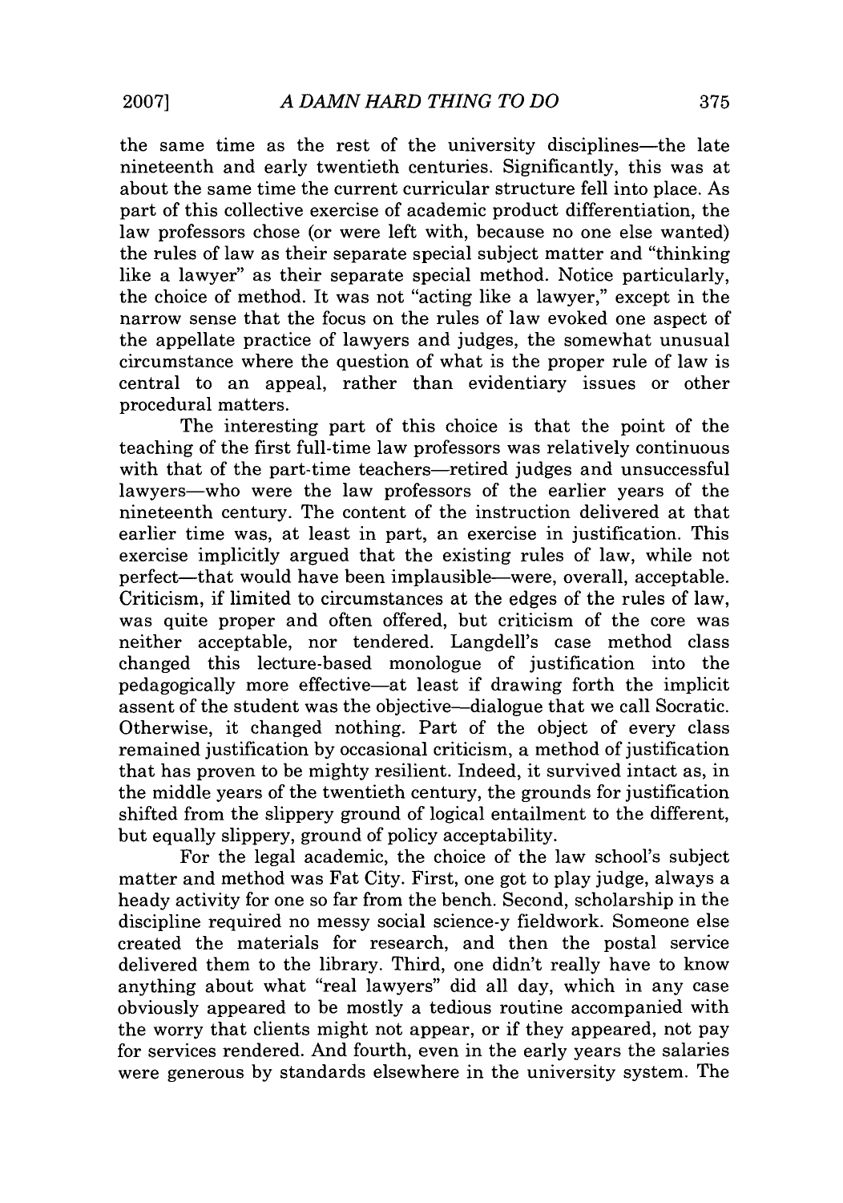the same time as the rest of the university disciplines—the late nineteenth and early twentieth centuries. Significantly, this was at about the same time the current curricular structure fell into place. As part of this collective exercise of academic product differentiation, the law professors chose (or were left with, because no one else wanted) the rules of law as their separate special subject matter and "thinking like a lawyer" as their separate special method. Notice particularly, the choice of method. It was not "acting like a lawyer," except in the narrow sense that the focus on the rules of law evoked one aspect of the appellate practice of lawyers and judges, the somewhat unusual circumstance where the question of what is the proper rule of law is central to an appeal, rather than evidentiary issues or other procedural matters.

The interesting part of this choice is that the point of the teaching of the first full-time law professors was relatively continuous with that of the part-time teachers—retired judges and unsuccessful lawyers—who were the law professors of the earlier years of the nineteenth century. The content of the instruction delivered at that earlier time was, at least in part, an exercise in justification. This exercise implicitly argued that the existing rules of law, while not perfect—that would have been implausible—were, overall, acceptable. Criticism, if limited to circumstances at the edges of the rules of law, was quite proper and often offered, but criticism of the core was neither acceptable, nor tendered. Langdell's case method class changed this lecture-based monologue of justification into the pedagogically more effective—at least if drawing forth the implicit assent of the student was the objective—dialogue that we call Socratic. Otherwise, it changed nothing. Part of the object of every class remained justification by occasional criticism, a method of justification that has proven to be mighty resilient. Indeed, it survived intact as, in the middle years of the twentieth century, the grounds for justification shifted from the slippery ground of logical entailment to the different, but equally slippery, ground of policy acceptability.

For the legal academic, the choice of the law school's subject matter and method was Fat City. First, one got to play judge, always a heady activity for one so far from the bench. Second, scholarship in the discipline required no messy social science-y fieldwork. Someone else created the materials for research, and then the postal service delivered them to the library. Third, one didn't really have to know anything about what "real lawyers" did all day, which in any case obviously appeared to be mostly a tedious routine accompanied with the worry that clients might not appear, or if they appeared, not pay for services rendered. And fourth, even in the early years the salaries were generous by standards elsewhere in the university system. The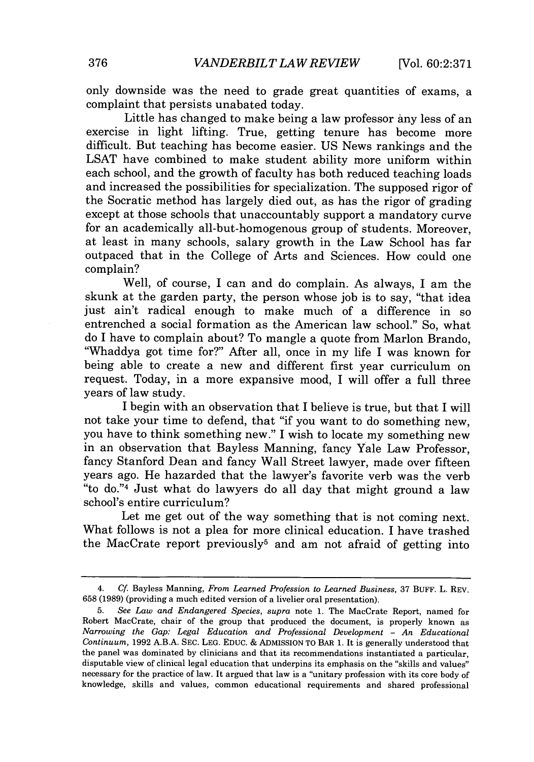only downside was the need to grade great quantities of exams, a complaint that persists unabated today.

Little has changed to make being a law professor any less of an exercise in light lifting. True, getting tenure has become more difficult. But teaching has become easier. US News rankings and the LSAT have combined to make student ability more uniform within each school, and the growth of faculty has both reduced teaching loads and increased the possibilities for specialization. The supposed rigor of the Socratic method has largely died out, as has the rigor of grading except at those schools that unaccountably support a mandatory curve for an academically all-but-homogenous group of students. Moreover, at least in many schools, salary growth in the Law School has far outpaced that in the College of Arts and Sciences. How could one complain?

Well, of course, I can and do complain. As always, I am the skunk at the garden party, the person whose job is to say, "that idea just ain't radical enough to make much of a difference in so entrenched a social formation as the American law school." So, what do I have to complain about? To mangle a quote from Marlon Brando, "Whaddya got time for?" After all, once in my life I was known for being able to create a new and different first year curriculum on request. Today, in a more expansive mood, I will offer a full three years of law study.

I begin with an observation that I believe is true, but that I will not take your time to defend, that "if you want to do something new, you have to think something new." I wish to locate my something new in an observation that Bayless Manning, fancy Yale Law Professor, fancy Stanford Dean and fancy Wall Street lawyer, made over fifteen years ago. He hazarded that the lawyer's favorite verb was the verb "to do."[4] Just what do lawyers do all day that might ground a law school's entire curriculum?

Let me get out of the way something that is not coming next. What follows is not a plea for more clinical education. I have trashed the MacCrate report previously[5] and am not afraid of getting into

---

4. *Cf.* Bayless Manning, *From Learned Profession to Learned Business*, 37 BUFF. L. REV. 658 (1989) (providing a much edited version of a livelier oral presentation).

5. *See Law and Endangered Species*, *supra* note 1. The MacCrate Report, named for Robert MacCrate, chair of the group that produced the document, is properly known as *Narrowing the Gap: Legal Education and Professional Development – An Educational Continuum*, 1992 A.B.A. SEC. LEG. EDUC. & ADMISSION TO BAR 1. It is generally understood that the panel was dominated by clinicians and that its recommendations instantiated a particular, disputable view of clinical legal education that underpins its emphasis on the "skills and values" necessary for the practice of law. It argued that law is a "unitary profession with its core body of knowledge, skills and values, common educational requirements and shared professional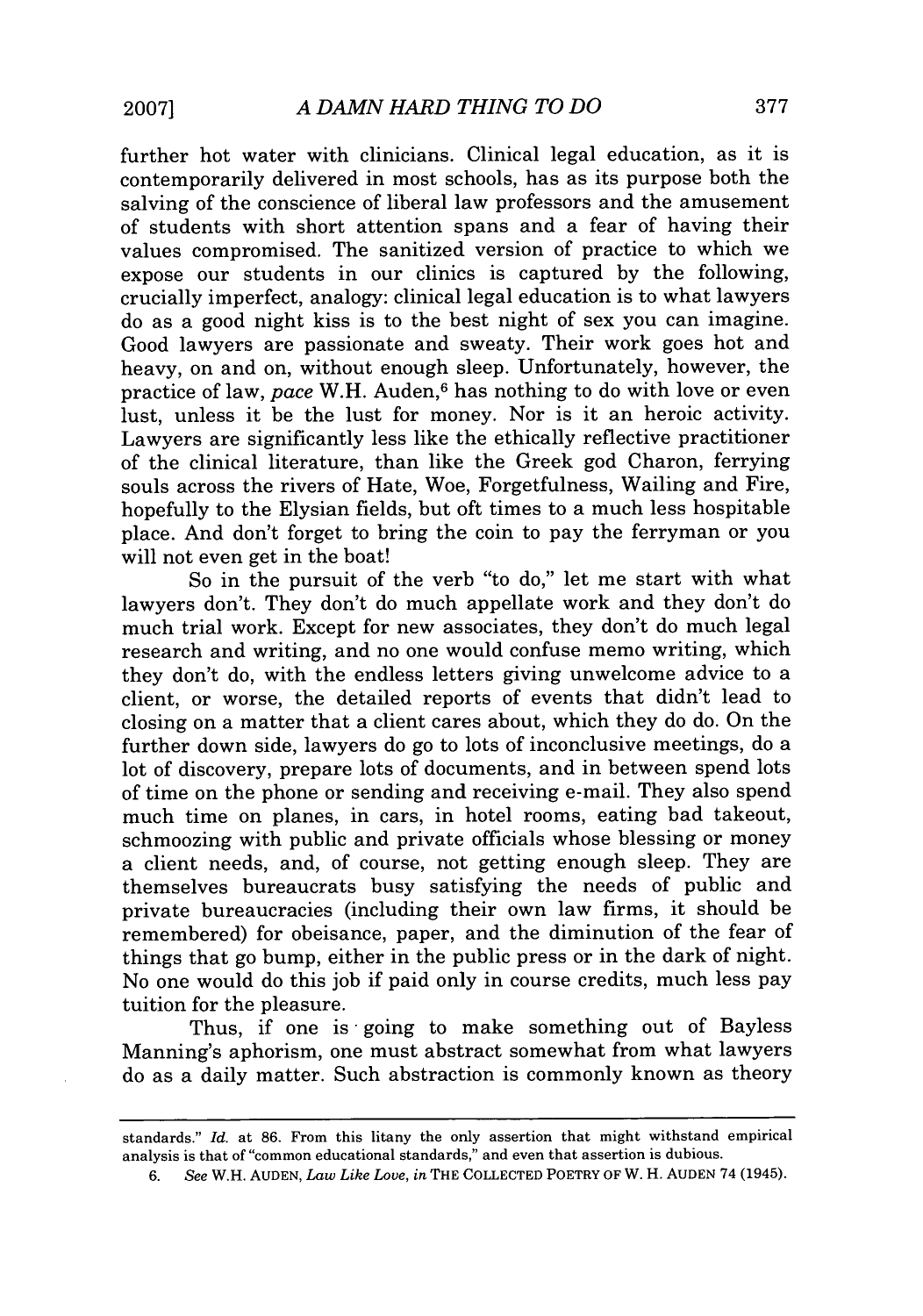further hot water with clinicians. Clinical legal education, as it is contemporarily delivered in most schools, has as its purpose both the salving of the conscience of liberal law professors and the amusement of students with short attention spans and a fear of having their values compromised. The sanitized version of practice to which we expose our students in our clinics is captured by the following, crucially imperfect, analogy: clinical legal education is to what lawyers do as a good night kiss is to the best night of sex you can imagine. Good lawyers are passionate and sweaty. Their work goes hot and heavy, on and on, without enough sleep. Unfortunately, however, the practice of law, *pace* W.H. Auden,[6] has nothing to do with love or even lust, unless it be the lust for money. Nor is it an heroic activity. Lawyers are significantly less like the ethically reflective practitioner of the clinical literature, than like the Greek god Charon, ferrying souls across the rivers of Hate, Woe, Forgetfulness, Wailing and Fire, hopefully to the Elysian fields, but oft times to a much less hospitable place. And don't forget to bring the coin to pay the ferryman or you will not even get in the boat!

So in the pursuit of the verb "to do," let me start with what lawyers don't. They don't do much appellate work and they don't do much trial work. Except for new associates, they don't do much legal research and writing, and no one would confuse memo writing, which they don't do, with the endless letters giving unwelcome advice to a client, or worse, the detailed reports of events that didn't lead to closing on a matter that a client cares about, which they do do. On the further down side, lawyers do go to lots of inconclusive meetings, do a lot of discovery, prepare lots of documents, and in between spend lots of time on the phone or sending and receiving e-mail. They also spend much time on planes, in cars, in hotel rooms, eating bad takeout, schmoozing with public and private officials whose blessing or money a client needs, and, of course, not getting enough sleep. They are themselves bureaucrats busy satisfying the needs of public and private bureaucracies (including their own law firms, it should be remembered) for obeisance, paper, and the diminution of the fear of things that go bump, either in the public press or in the dark of night. No one would do this job if paid only in course credits, much less pay tuition for the pleasure.

Thus, if one is going to make something out of Bayless Manning's aphorism, one must abstract somewhat from what lawyers do as a daily matter. Such abstraction is commonly known as theory

---

standards." *Id.* at 86. From this litany the only assertion that might withstand empirical analysis is that of "common educational standards," and even that assertion is dubious.

6. *See* W.H. AUDEN, *Law Like Love*, *in* THE COLLECTED POETRY OF W. H. AUDEN 74 (1945).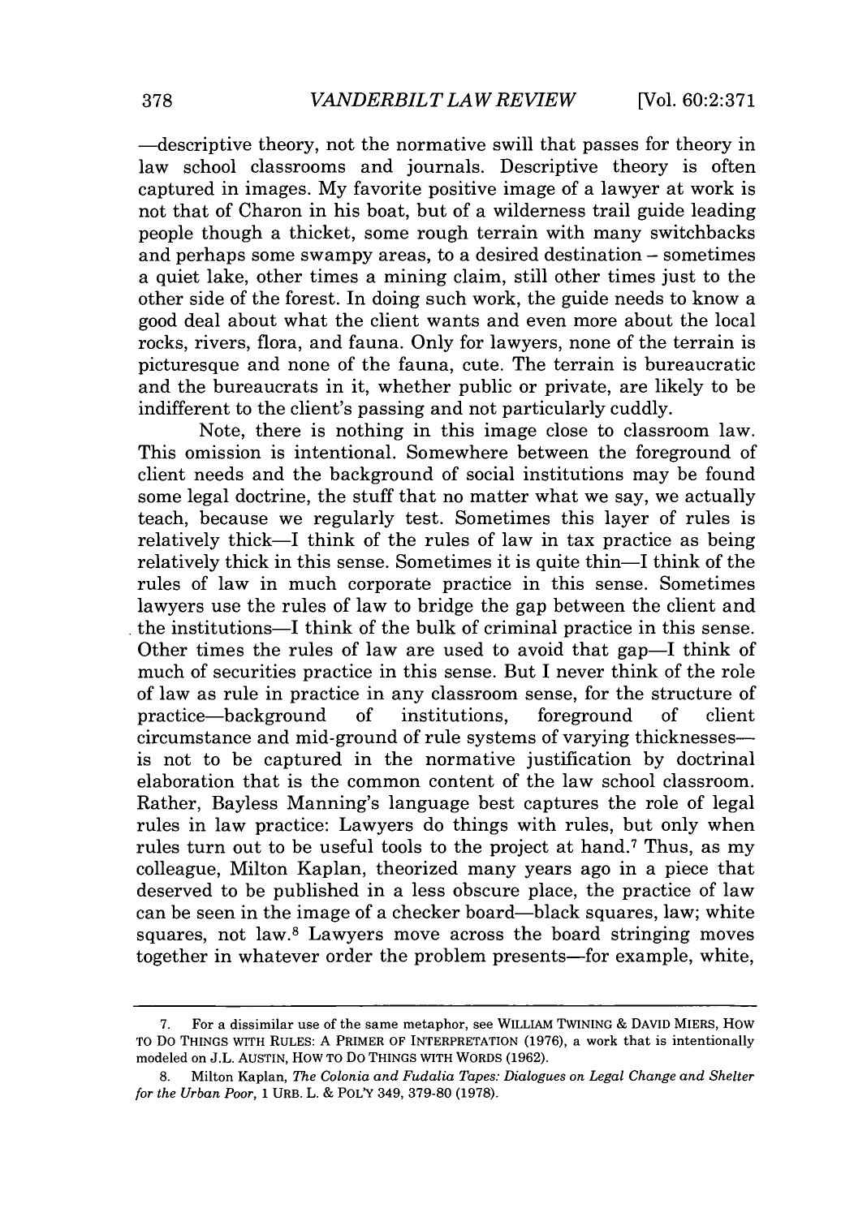—descriptive theory, not the normative swill that passes for theory in law school classrooms and journals. Descriptive theory is often captured in images. My favorite positive image of a lawyer at work is not that of Charon in his boat, but of a wilderness trail guide leading people though a thicket, some rough terrain with many switchbacks and perhaps some swampy areas, to a desired destination – sometimes a quiet lake, other times a mining claim, still other times just to the other side of the forest. In doing such work, the guide needs to know a good deal about what the client wants and even more about the local rocks, rivers, flora, and fauna. Only for lawyers, none of the terrain is picturesque and none of the fauna, cute. The terrain is bureaucratic and the bureaucrats in it, whether public or private, are likely to be indifferent to the client's passing and not particularly cuddly.

Note, there is nothing in this image close to classroom law. This omission is intentional. Somewhere between the foreground of client needs and the background of social institutions may be found some legal doctrine, the stuff that no matter what we say, we actually teach, because we regularly test. Sometimes this layer of rules is relatively thick—I think of the rules of law in tax practice as being relatively thick in this sense. Sometimes it is quite thin—I think of the rules of law in much corporate practice in this sense. Sometimes lawyers use the rules of law to bridge the gap between the client and the institutions—I think of the bulk of criminal practice in this sense. Other times the rules of law are used to avoid that gap—I think of much of securities practice in this sense. But I never think of the role of law as rule in practice in any classroom sense, for the structure of practice—background of institutions, foreground of client circumstance and mid-ground of rule systems of varying thicknesses—is not to be captured in the normative justification by doctrinal elaboration that is the common content of the law school classroom. Rather, Bayless Manning's language best captures the role of legal rules in law practice: Lawyers do things with rules, but only when rules turn out to be useful tools to the project at hand.[7] Thus, as my colleague, Milton Kaplan, theorized many years ago in a piece that deserved to be published in a less obscure place, the practice of law can be seen in the image of a checker board—black squares, law; white squares, not law.[8] Lawyers move across the board stringing moves together in whatever order the problem presents—for example, white,

---

7. For a dissimilar use of the same metaphor, see WILLIAM TWINING & DAVID MIERS, HOW TO DO THINGS WITH RULES: A PRIMER OF INTERPRETATION (1976), a work that is intentionally modeled on J.L. AUSTIN, HOW TO DO THINGS WITH WORDS (1962).

8. Milton Kaplan, *The Colonia and Fudalia Tapes: Dialogues on Legal Change and Shelter for the Urban Poor*, 1 URB. L. & POL'Y 349, 379-80 (1978).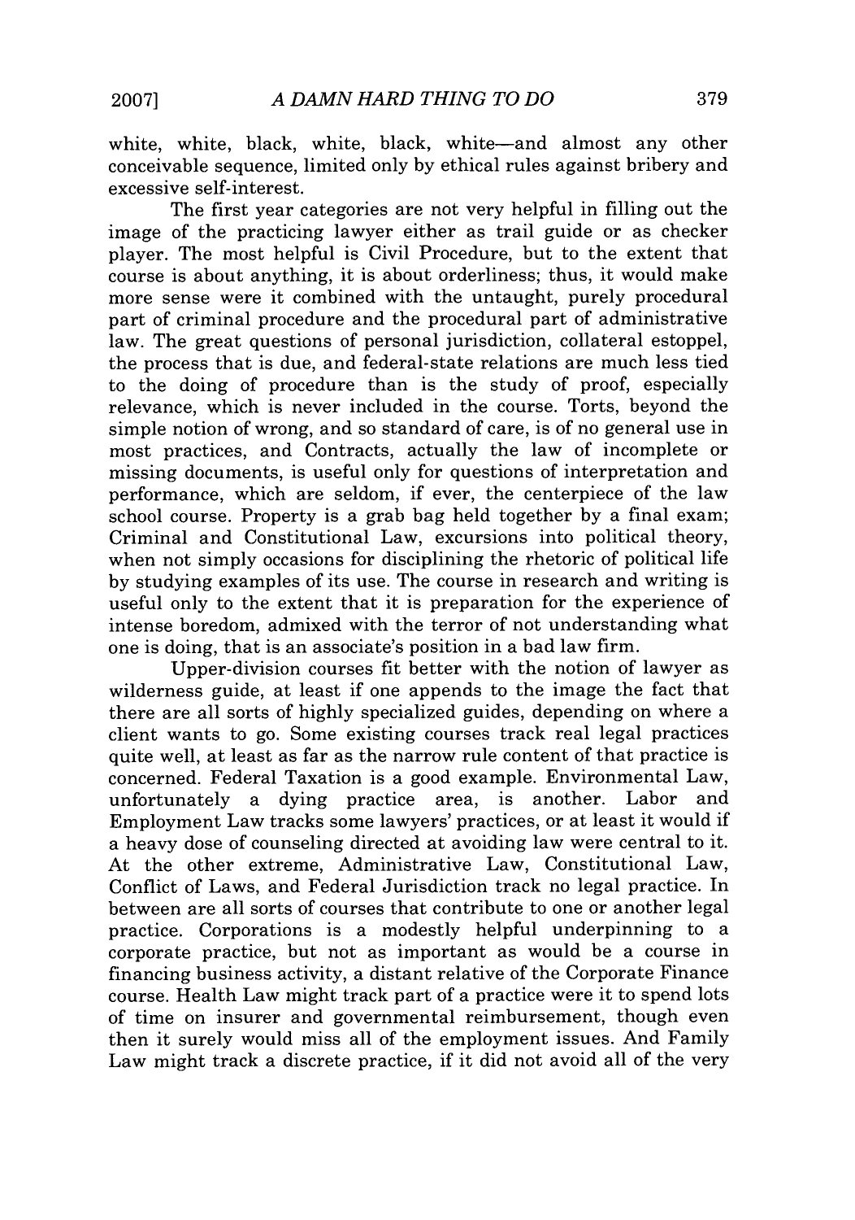white, white, black, white, black, white—and almost any other conceivable sequence, limited only by ethical rules against bribery and excessive self-interest.

The first year categories are not very helpful in filling out the image of the practicing lawyer either as trail guide or as checker player. The most helpful is Civil Procedure, but to the extent that course is about anything, it is about orderliness; thus, it would make more sense were it combined with the untaught, purely procedural part of criminal procedure and the procedural part of administrative law. The great questions of personal jurisdiction, collateral estoppel, the process that is due, and federal-state relations are much less tied to the doing of procedure than is the study of proof, especially relevance, which is never included in the course. Torts, beyond the simple notion of wrong, and so standard of care, is of no general use in most practices, and Contracts, actually the law of incomplete or missing documents, is useful only for questions of interpretation and performance, which are seldom, if ever, the centerpiece of the law school course. Property is a grab bag held together by a final exam; Criminal and Constitutional Law, excursions into political theory, when not simply occasions for disciplining the rhetoric of political life by studying examples of its use. The course in research and writing is useful only to the extent that it is preparation for the experience of intense boredom, admixed with the terror of not understanding what one is doing, that is an associate's position in a bad law firm.

Upper-division courses fit better with the notion of lawyer as wilderness guide, at least if one appends to the image the fact that there are all sorts of highly specialized guides, depending on where a client wants to go. Some existing courses track real legal practices quite well, at least as far as the narrow rule content of that practice is concerned. Federal Taxation is a good example. Environmental Law, unfortunately a dying practice area, is another. Labor and Employment Law tracks some lawyers' practices, or at least it would if a heavy dose of counseling directed at avoiding law were central to it. At the other extreme, Administrative Law, Constitutional Law, Conflict of Laws, and Federal Jurisdiction track no legal practice. In between are all sorts of courses that contribute to one or another legal practice. Corporations is a modestly helpful underpinning to a corporate practice, but not as important as would be a course in financing business activity, a distant relative of the Corporate Finance course. Health Law might track part of a practice were it to spend lots of time on insurer and governmental reimbursement, though even then it surely would miss all of the employment issues. And Family Law might track a discrete practice, if it did not avoid all of the very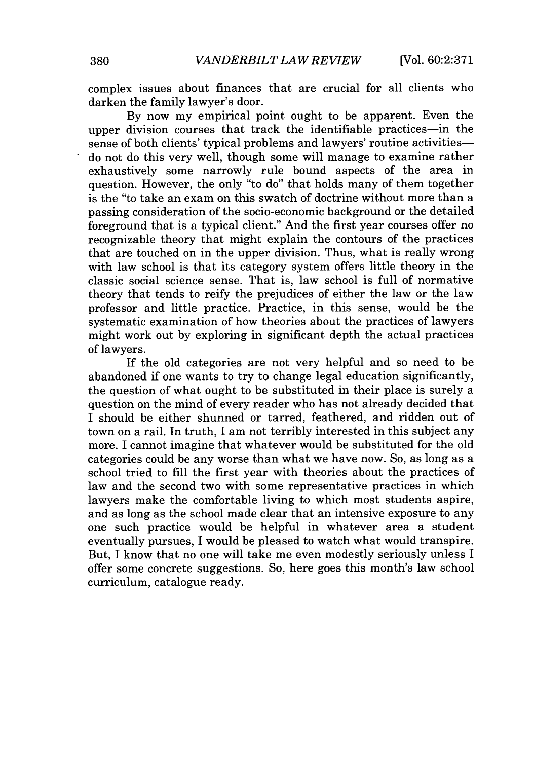complex issues about finances that are crucial for all clients who darken the family lawyer's door.

By now my empirical point ought to be apparent. Even the upper division courses that track the identifiable practices—in the sense of both clients' typical problems and lawyers' routine activities—do not do this very well, though some will manage to examine rather exhaustively some narrowly rule bound aspects of the area in question. However, the only "to do" that holds many of them together is the "to take an exam on this swatch of doctrine without more than a passing consideration of the socio-economic background or the detailed foreground that is a typical client." And the first year courses offer no recognizable theory that might explain the contours of the practices that are touched on in the upper division. Thus, what is really wrong with law school is that its category system offers little theory in the classic social science sense. That is, law school is full of normative theory that tends to reify the prejudices of either the law or the law professor and little practice. Practice, in this sense, would be the systematic examination of how theories about the practices of lawyers might work out by exploring in significant depth the actual practices of lawyers.

If the old categories are not very helpful and so need to be abandoned if one wants to try to change legal education significantly, the question of what ought to be substituted in their place is surely a question on the mind of every reader who has not already decided that I should be either shunned or tarred, feathered, and ridden out of town on a rail. In truth, I am not terribly interested in this subject any more. I cannot imagine that whatever would be substituted for the old categories could be any worse than what we have now. So, as long as a school tried to fill the first year with theories about the practices of law and the second two with some representative practices in which lawyers make the comfortable living to which most students aspire, and as long as the school made clear that an intensive exposure to any one such practice would be helpful in whatever area a student eventually pursues, I would be pleased to watch what would transpire. But, I know that no one will take me even modestly seriously unless I offer some concrete suggestions. So, here goes this month's law school curriculum, catalogue ready.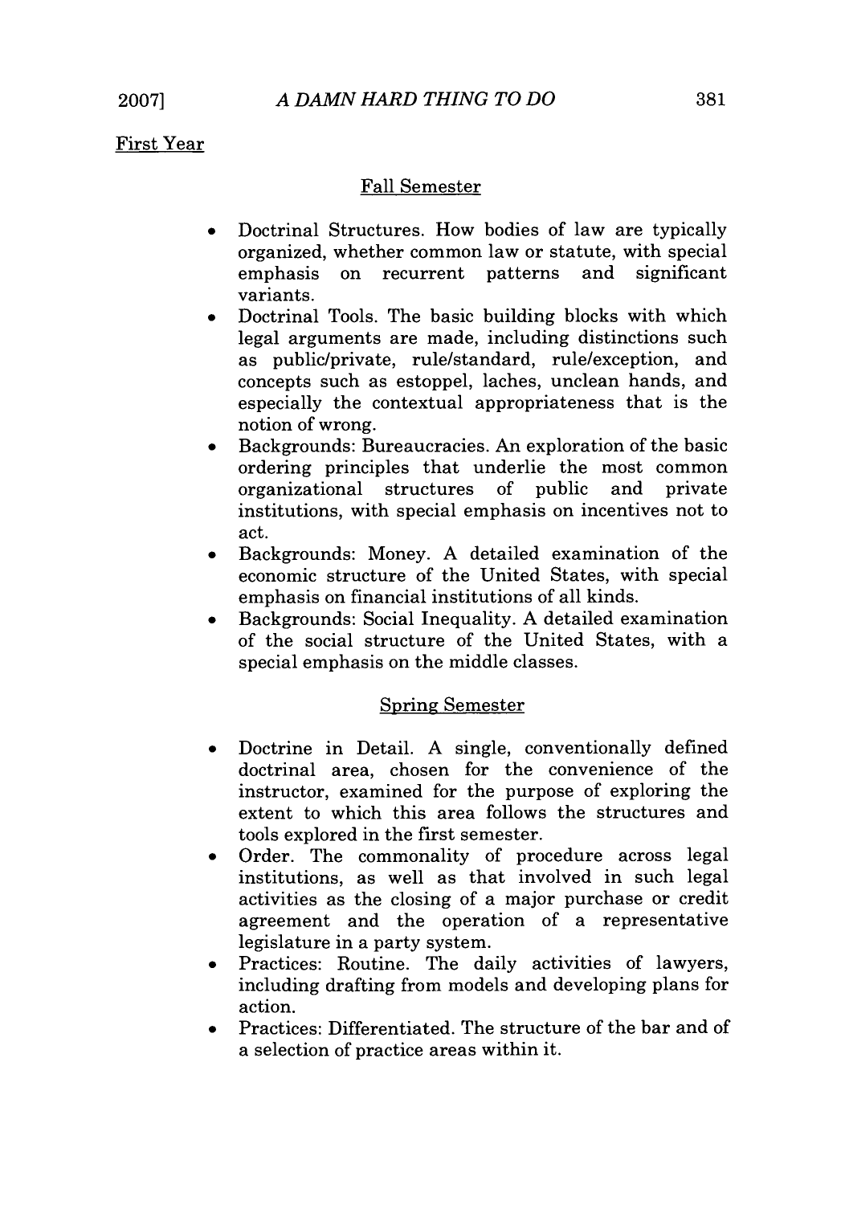First Year

Fall Semester

- Doctrinal Structures. How bodies of law are typically organized, whether common law or statute, with special emphasis on recurrent patterns and significant variants.
- Doctrinal Tools. The basic building blocks with which legal arguments are made, including distinctions such as public/private, rule/standard, rule/exception, and concepts such as estoppel, laches, unclean hands, and especially the contextual appropriateness that is the notion of wrong.
- Backgrounds: Bureaucracies. An exploration of the basic ordering principles that underlie the most common organizational structures of public and private institutions, with special emphasis on incentives not to act.
- Backgrounds: Money. A detailed examination of the economic structure of the United States, with special emphasis on financial institutions of all kinds.
- Backgrounds: Social Inequality. A detailed examination of the social structure of the United States, with a special emphasis on the middle classes.

Spring Semester

- Doctrine in Detail. A single, conventionally defined doctrinal area, chosen for the convenience of the instructor, examined for the purpose of exploring the extent to which this area follows the structures and tools explored in the first semester.
- Order. The commonality of procedure across legal institutions, as well as that involved in such legal activities as the closing of a major purchase or credit agreement and the operation of a representative legislature in a party system.
- Practices: Routine. The daily activities of lawyers, including drafting from models and developing plans for action.
- Practices: Differentiated. The structure of the bar and of a selection of practice areas within it.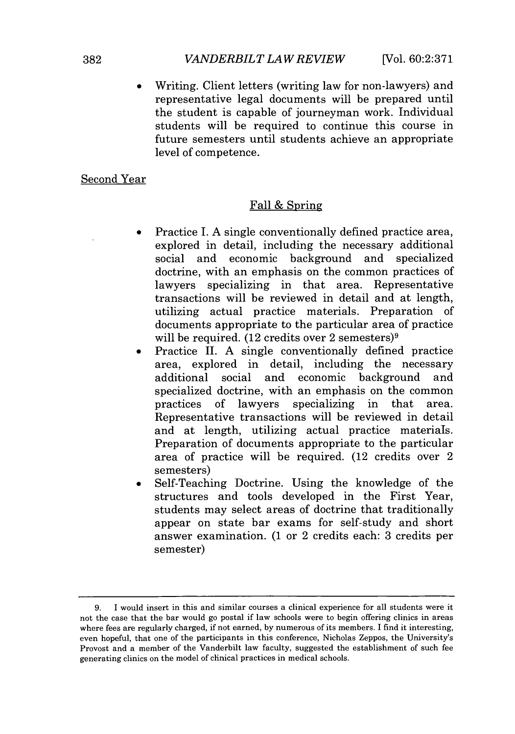- Writing. Client letters (writing law for non-lawyers) and representative legal documents will be prepared until the student is capable of journeyman work. Individual students will be required to continue this course in future semesters until students achieve an appropriate level of competence.

<u>Second Year</u>

<u>Fall & Spring</u>

- Practice I. A single conventionally defined practice area, explored in detail, including the necessary additional social and economic background and specialized doctrine, with an emphasis on the common practices of lawyers specializing in that area. Representative transactions will be reviewed in detail and at length, utilizing actual practice materials. Preparation of documents appropriate to the particular area of practice will be required. (12 credits over 2 semesters)[9]
- Practice II. A single conventionally defined practice area, explored in detail, including the necessary additional social and economic background and specialized doctrine, with an emphasis on the common practices of lawyers specializing in that area. Representative transactions will be reviewed in detail and at length, utilizing actual practice materials. Preparation of documents appropriate to the particular area of practice will be required. (12 credits over 2 semesters)
- Self-Teaching Doctrine. Using the knowledge of the structures and tools developed in the First Year, students may select areas of doctrine that traditionally appear on state bar exams for self-study and short answer examination. (1 or 2 credits each: 3 credits per semester)

---

9. I would insert in this and similar courses a clinical experience for all students were it not the case that the bar would go postal if law schools were to begin offering clinics in areas where fees are regularly charged, if not earned, by numerous of its members. I find it interesting, even hopeful, that one of the participants in this conference, Nicholas Zeppos, the University's Provost and a member of the Vanderbilt law faculty, suggested the establishment of such fee generating clinics on the model of clinical practices in medical schools.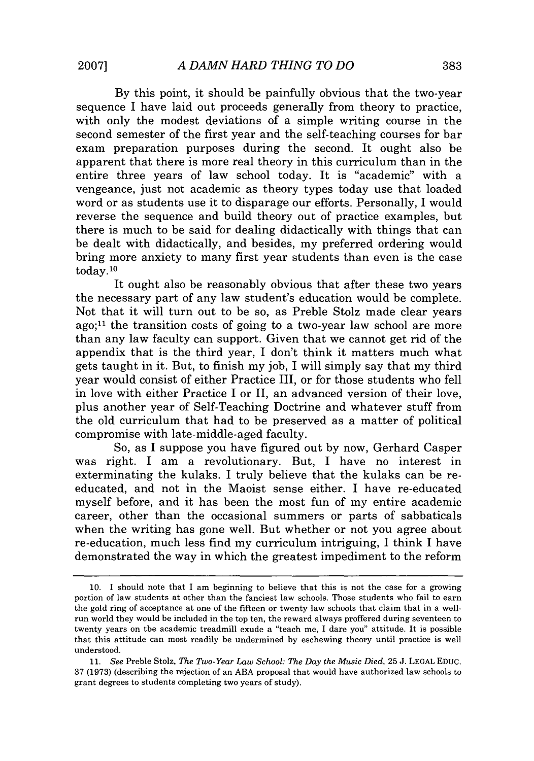By this point, it should be painfully obvious that the two-year sequence I have laid out proceeds generally from theory to practice, with only the modest deviations of a simple writing course in the second semester of the first year and the self-teaching courses for bar exam preparation purposes during the second. It ought also be apparent that there is more real theory in this curriculum than in the entire three years of law school today. It is "academic" with a vengeance, just not academic as theory types today use that loaded word or as students use it to disparage our efforts. Personally, I would reverse the sequence and build theory out of practice examples, but there is much to be said for dealing didactically with things that can be dealt with didactically, and besides, my preferred ordering would bring more anxiety to many first year students than even is the case today.[10]

It ought also be reasonably obvious that after these two years the necessary part of any law student's education would be complete. Not that it will turn out to be so, as Preble Stolz made clear years ago;[11] the transition costs of going to a two-year law school are more than any law faculty can support. Given that we cannot get rid of the appendix that is the third year, I don't think it matters much what gets taught in it. But, to finish my job, I will simply say that my third year would consist of either Practice III, or for those students who fell in love with either Practice I or II, an advanced version of their love, plus another year of Self-Teaching Doctrine and whatever stuff from the old curriculum that had to be preserved as a matter of political compromise with late-middle-aged faculty.

So, as I suppose you have figured out by now, Gerhard Casper was right. I am a revolutionary. But, I have no interest in exterminating the kulaks. I truly believe that the kulaks can be re-educated, and not in the Maoist sense either. I have re-educated myself before, and it has been the most fun of my entire academic career, other than the occasional summers or parts of sabbaticals when the writing has gone well. But whether or not you agree about re-education, much less find my curriculum intriguing, I think I have demonstrated the way in which the greatest impediment to the reform

---

10. I should note that I am beginning to believe that this is not the case for a growing portion of law students at other than the fanciest law schools. Those students who fail to earn the gold ring of acceptance at one of the fifteen or twenty law schools that claim that in a well-run world they would be included in the top ten, the reward always proffered during seventeen to twenty years on the academic treadmill exude a "teach me, I dare you" attitude. It is possible that this attitude can most readily be undermined by eschewing theory until practice is well understood.

11. *See* Preble Stolz, *The Two-Year Law School: The Day the Music Died*, 25 J. LEGAL EDUC. 37 (1973) (describing the rejection of an ABA proposal that would have authorized law schools to grant degrees to students completing two years of study).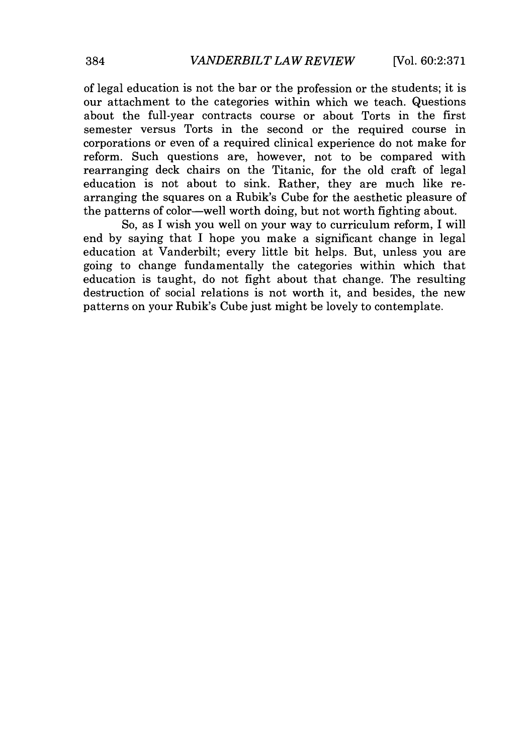of legal education is not the bar or the profession or the students; it is our attachment to the categories within which we teach. Questions about the full-year contracts course or about Torts in the first semester versus Torts in the second or the required course in corporations or even of a required clinical experience do not make for reform. Such questions are, however, not to be compared with rearranging deck chairs on the Titanic, for the old craft of legal education is not about to sink. Rather, they are much like rearranging the squares on a Rubik's Cube for the aesthetic pleasure of the patterns of color—well worth doing, but not worth fighting about.

So, as I wish you well on your way to curriculum reform, I will end by saying that I hope you make a significant change in legal education at Vanderbilt; every little bit helps. But, unless you are going to change fundamentally the categories within which that education is taught, do not fight about that change. The resulting destruction of social relations is not worth it, and besides, the new patterns on your Rubik's Cube just might be lovely to contemplate.